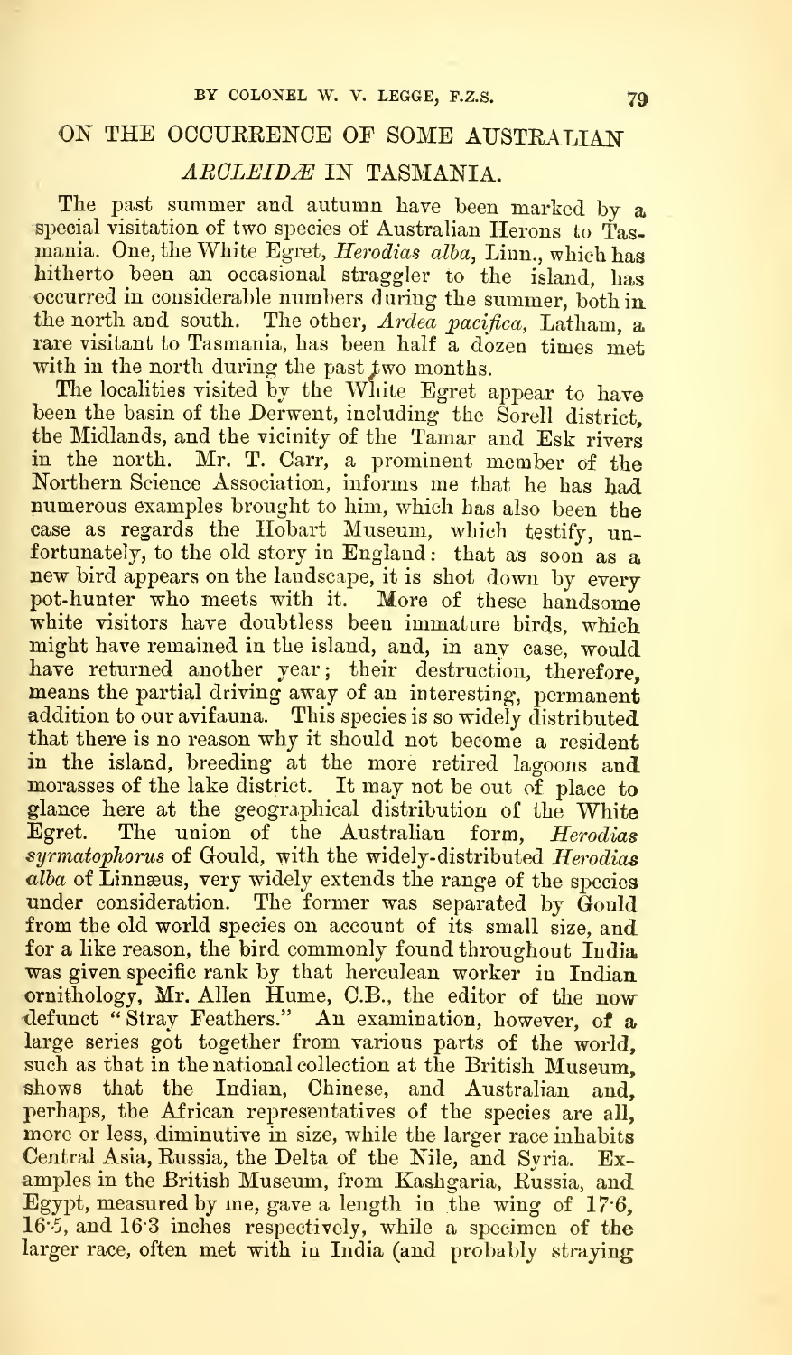# ON THE OCCURRENCE OF SOME AUSTRALIAN *ARDEIDÆ* IN TASMANIA.

The past summer and autumn have been marked by a special visitation of two species of Australian Herons to Tasmania. One, the White Egret, *Herodias alba*, Linn., which has hitherto been an occasional straggler to the island, has occurred in considerable numbers during the summer, both in the north and south. The other, *Ardea pacifica*, Latham, a rare visitant to Tasmania, has been half a dozen times met with in the north during the past two months.

The localities visited by the White Egret appear to have been the basin of the Derwent, including the Sorell district, the Midlands, and the vicinity of the Tamar and Esk rivers in the north. Mr. T. Carr, a prominent member of the Northern Science Association, informs me that he has had numerous examples brought to him, which has also been the case as regards the Hobart Museum, which testify, unfortunately, to the old story in England: that as soon as a new bird appears on the landscape, it is shot down by every pot-hunter who meets with it. More of these handsome white visitors have doubtless been immature birds, which might have remained in the island, and, in any case, would have returned another year; their destruction, therefore, means the partial driving away of an interesting, permanent addition to our avifauna. This species is so widely distributed that there is no reason why it should not become a resident in the island, breeding at the more retired lagoons and morasses of the lake district. It may not be out of place to glance here at the geographical distribution of the White Egret. The union of the Australian form, *Herodias syrmatophorus* of Gould, with the widely-distributed *Herodias alba* of Linnæus, very widely extends the range of the species under consideration. The former was separated by Gould from the old world species on account of its small size, and for a like reason, the bird commonly found throughout India was given specific rank by that herculean worker in Indian ornithology, Mr. Allen Hume, C.B., the editor of the now defunct "Stray Feathers." An examination, however, of a large series got together from various parts of the world, such as that in the national collection at the British Museum, shows that the Indian, Chinese, and Australian and, perhaps, the African representatives of the species are all, more or less, diminutive in size, while the larger race inhabits Central Asia, Russia, the Delta of the Nile, and Syria. Examples in the British Museum, from Kashgaria, Russia, and Egypt, measured by me, gave a length in the wing of 17·6, 16·5, and 16·3 inches respectively, while a specimen of the larger race, often met with in India (and probably straying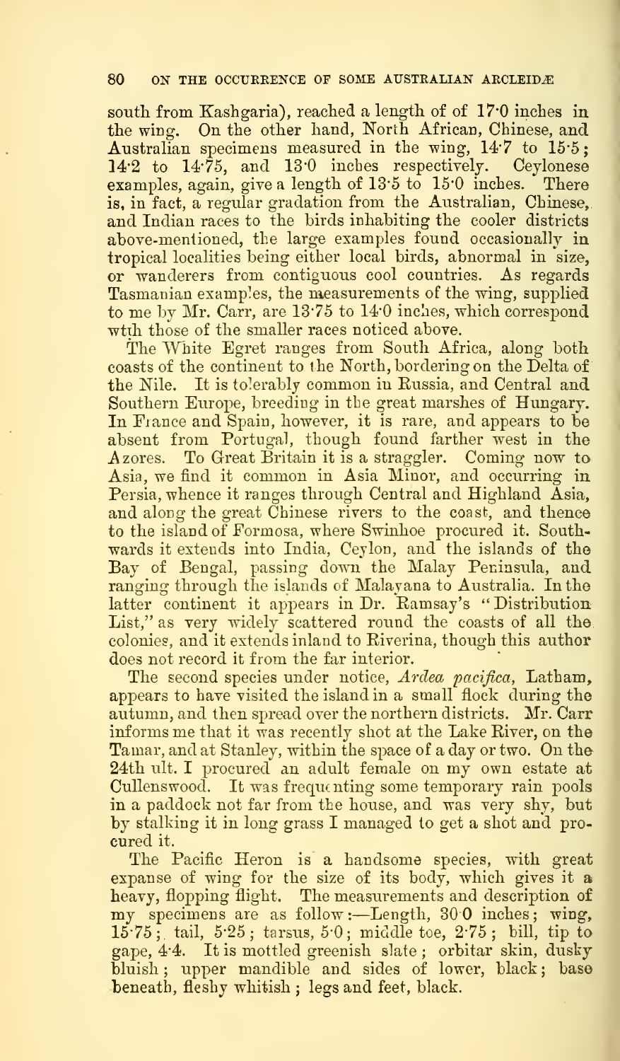south from Kashgaria), reached a length of of 17·0 inches in the wing. On the other hand, North African, Chinese, and Australian specimens measured in the wing, 14·7 to 15·5; 14·2 to 14·75, and 13·0 inches respectively. Ceylonese examples, again, give a length of 13·5 to 15·0 inches. There is, in fact, a regular gradation from the Australian, Chinese, and Indian races to the birds inhabiting the cooler districts above-mentioned, the large examples found occasionally in tropical localities being either local birds, abnormal in size, or wanderers from contiguous cool countries. As regards Tasmanian examples, the measurements of the wing, supplied to me by Mr. Carr, are 13·75 to 14·0 inches, which correspond with those of the smaller races noticed above.

The White Egret ranges from South Africa, along both coasts of the continent to the North, bordering on the Delta of the Nile. It is tolerably common in Russia, and Central and Southern Europe, breeding in the great marshes of Hungary. In France and Spain, however, it is rare, and appears to be absent from Portugal, though found farther west in the Azores. To Great Britain it is a straggler. Coming now to Asia, we find it common in Asia Minor, and occurring in Persia, whence it ranges through Central and Highland Asia, and along the great Chinese rivers to the coast, and thence to the island of Formosa, where Swinhoe procured it. Southwards it extends into India, Ceylon, and the islands of the Bay of Bengal, passing down the Malay Peninsula, and ranging through the islands of Malayana to Australia. In the latter continent it appears in Dr. Ramsay's "Distribution List," as very widely scattered round the coasts of all the colonies, and it extends inland to Riverina, though this author does not record it from the far interior.

The second species under notice, *Ardea pacifica*, Latham, appears to have visited the island in a small flock during the autumn, and then spread over the northern districts. Mr. Carr informs me that it was recently shot at the Lake River, on the Tamar, and at Stanley, within the space of a day or two. On the 24th ult. I procured an adult female on my own estate at Cullenswood. It was frequenting some temporary rain pools in a paddock not far from the house, and was very shy, but by stalking it in long grass I managed to get a shot and procured it.

The Pacific Heron is a handsome species, with great expanse of wing for the size of its body, which gives it a heavy, flopping flight. The measurements and description of my specimens are as follow:—Length, 30·0 inches; wing, 15·75; tail, 5·25; tarsus, 5·0; middle toe, 2·75; bill, tip to gape, 4·4. It is mottled greenish slate; orbitar skin, dusky bluish; upper mandible and sides of lower, black; base beneath, fleshy whitish; legs and feet, black.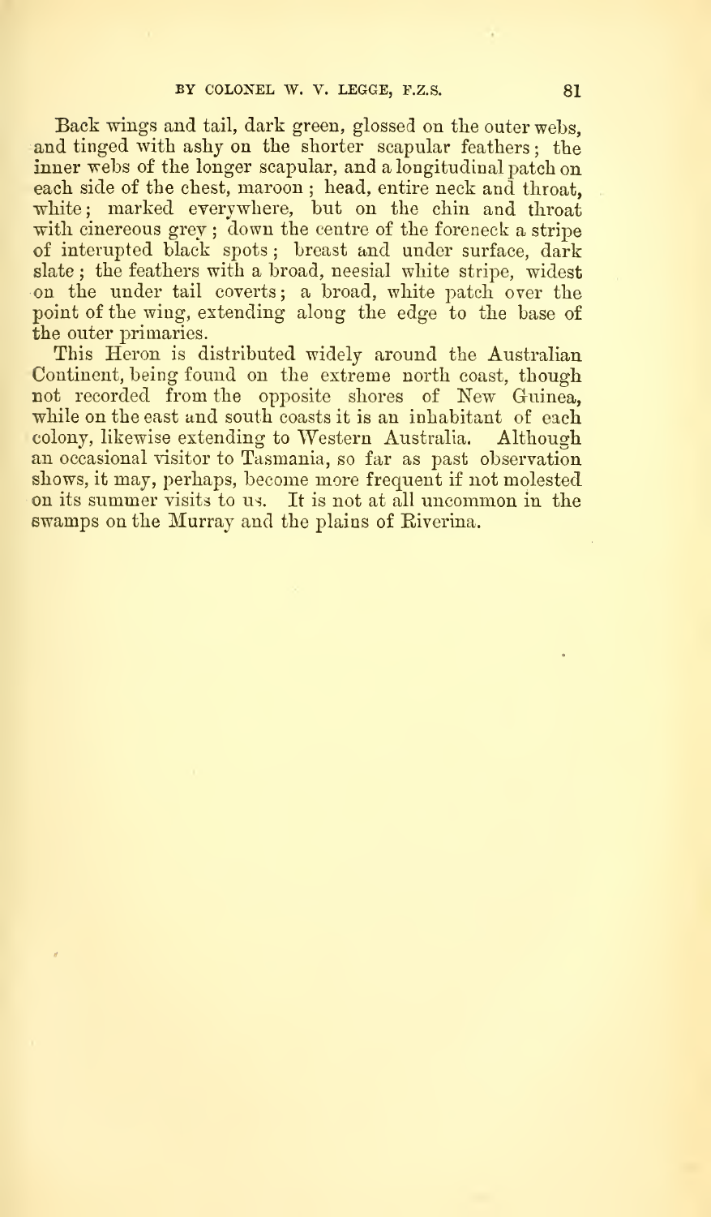Back wings and tail, dark green, glossed on the outer webs, and tinged with ashy on the shorter scapular feathers; the inner webs of the longer scapular, and a longitudinal patch on each side of the chest, maroon; head, entire neck and throat, white; marked everywhere, but on the chin and throat with cinereous grey; down the centre of the foreneck a stripe of interupted black spots; breast and under surface, dark slate; the feathers with a broad, neesial white stripe, widest on the under tail coverts; a broad, white patch over the point of the wing, extending along the edge to the base of the outer primaries.

This Heron is distributed widely around the Australian Continent, being found on the extreme north coast, though not recorded from the opposite shores of New Guinea, while on the east and south coasts it is an inhabitant of each colony, likewise extending to Western Australia. Although an occasional visitor to Tasmania, so far as past observation shows, it may, perhaps, become more frequent if not molested on its summer visits to us. It is not at all uncommon in the swamps on the Murray and the plains of Riverina.